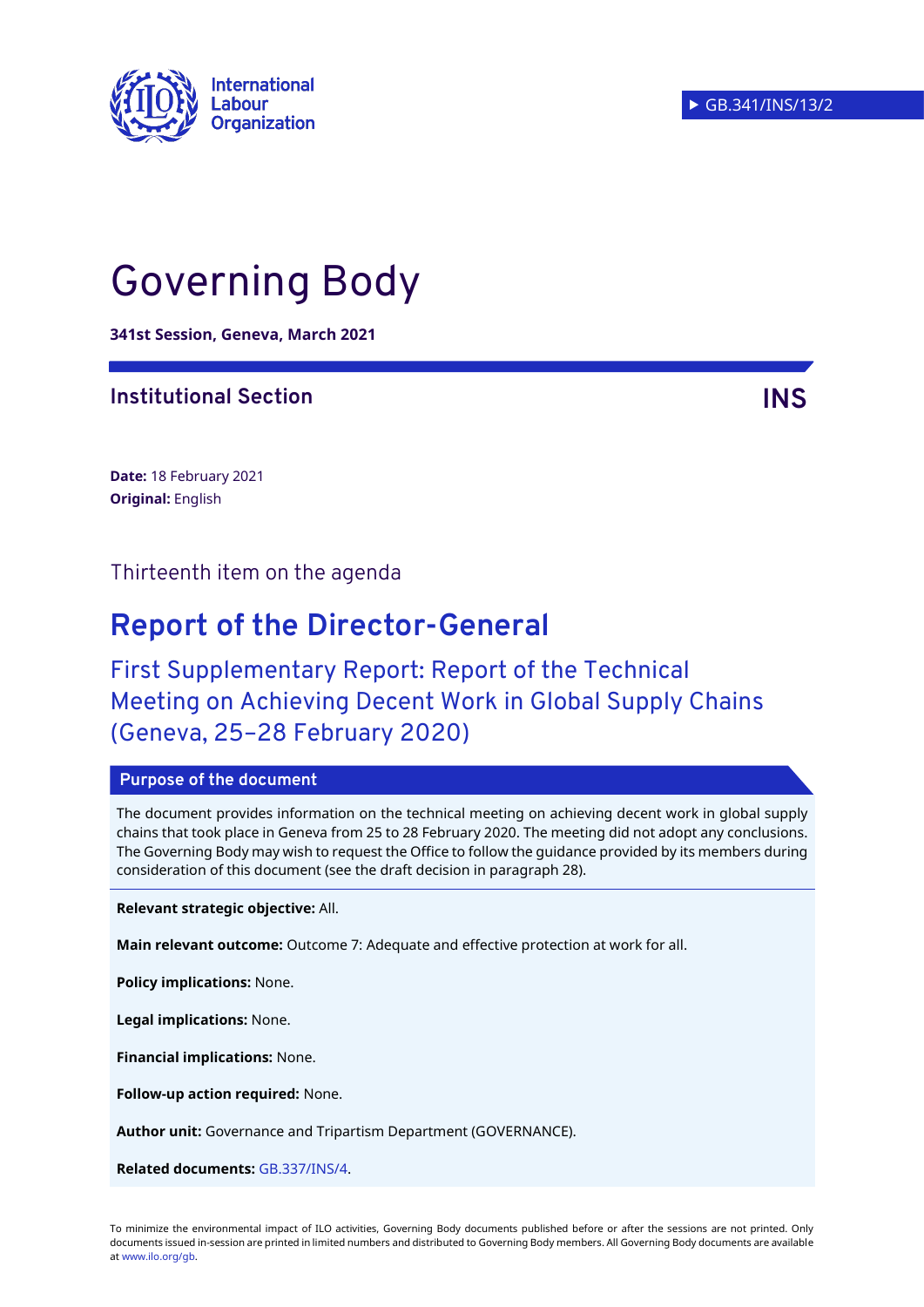International Labour Organization

▶ GB.341/INS/13/2

# Governing Body

**341st Session, Geneva, March 2021**

## Institutional Section

**INS**

**Date:** 18 February 2021
**Original:** English

Thirteenth item on the agenda

# Report of the Director-General

## First Supplementary Report: Report of the Technical Meeting on Achieving Decent Work in Global Supply Chains (Geneva, 25–28 February 2020)

### Purpose of the document

The document provides information on the technical meeting on achieving decent work in global supply chains that took place in Geneva from 25 to 28 February 2020. The meeting did not adopt any conclusions. The Governing Body may wish to request the Office to follow the guidance provided by its members during consideration of this document (see the draft decision in paragraph 28).

**Relevant strategic objective:** All.

**Main relevant outcome:** Outcome 7: Adequate and effective protection at work for all.

**Policy implications:** None.

**Legal implications:** None.

**Financial implications:** None.

**Follow-up action required:** None.

**Author unit:** Governance and Tripartism Department (GOVERNANCE).

**Related documents:** GB.337/INS/4.

To minimize the environmental impact of ILO activities, Governing Body documents published before or after the sessions are not printed. Only documents issued in-session are printed in limited numbers and distributed to Governing Body members. All Governing Body documents are available at www.ilo.org/gb.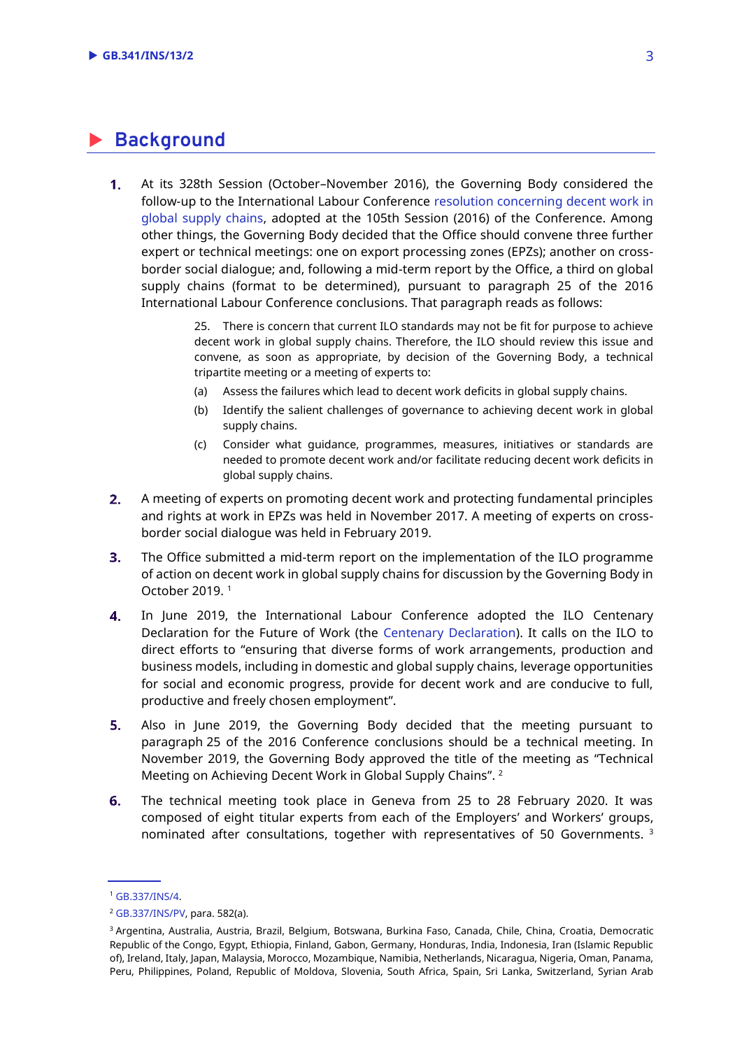## Background

1. At its 328th Session (October–November 2016), the Governing Body considered the follow-up to the International Labour Conference resolution concerning decent work in global supply chains, adopted at the 105th Session (2016) of the Conference. Among other things, the Governing Body decided that the Office should convene three further expert or technical meetings: one on export processing zones (EPZs); another on cross-border social dialogue; and, following a mid-term report by the Office, a third on global supply chains (format to be determined), pursuant to paragraph 25 of the 2016 International Labour Conference conclusions. That paragraph reads as follows:

   > 25. There is concern that current ILO standards may not be fit for purpose to achieve decent work in global supply chains. Therefore, the ILO should review this issue and convene, as soon as appropriate, by decision of the Governing Body, a technical tripartite meeting or a meeting of experts to:
   >
   > (a) Assess the failures which lead to decent work deficits in global supply chains.
   >
   > (b) Identify the salient challenges of governance to achieving decent work in global supply chains.
   >
   > (c) Consider what guidance, programmes, measures, initiatives or standards are needed to promote decent work and/or facilitate reducing decent work deficits in global supply chains.

2. A meeting of experts on promoting decent work and protecting fundamental principles and rights at work in EPZs was held in November 2017. A meeting of experts on cross-border social dialogue was held in February 2019.

3. The Office submitted a mid-term report on the implementation of the ILO programme of action on decent work in global supply chains for discussion by the Governing Body in October 2019. [1]

4. In June 2019, the International Labour Conference adopted the ILO Centenary Declaration for the Future of Work (the Centenary Declaration). It calls on the ILO to direct efforts to "ensuring that diverse forms of work arrangements, production and business models, including in domestic and global supply chains, leverage opportunities for social and economic progress, provide for decent work and are conducive to full, productive and freely chosen employment".

5. Also in June 2019, the Governing Body decided that the meeting pursuant to paragraph 25 of the 2016 Conference conclusions should be a technical meeting. In November 2019, the Governing Body approved the title of the meeting as "Technical Meeting on Achieving Decent Work in Global Supply Chains". [2]

6. The technical meeting took place in Geneva from 25 to 28 February 2020. It was composed of eight titular experts from each of the Employers' and Workers' groups, nominated after consultations, together with representatives of 50 Governments. [3]

---

[1] GB.337/INS/4.

[2] GB.337/INS/PV, para. 582(a).

[3] Argentina, Australia, Austria, Brazil, Belgium, Botswana, Burkina Faso, Canada, Chile, China, Croatia, Democratic Republic of the Congo, Egypt, Ethiopia, Finland, Gabon, Germany, Honduras, India, Indonesia, Iran (Islamic Republic of), Ireland, Italy, Japan, Malaysia, Morocco, Mozambique, Namibia, Netherlands, Nicaragua, Nigeria, Oman, Panama, Peru, Philippines, Poland, Republic of Moldova, Slovenia, South Africa, Spain, Sri Lanka, Switzerland, Syrian Arab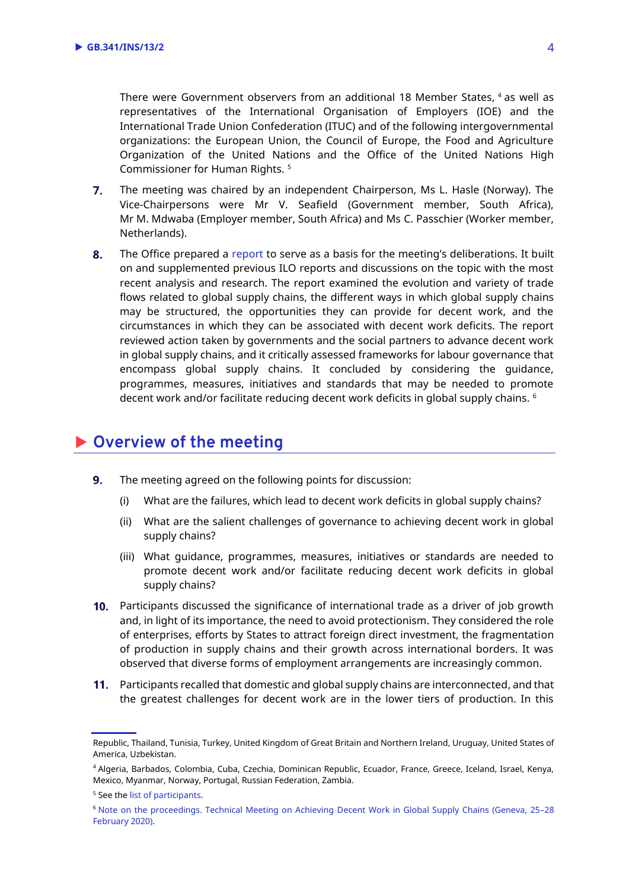There were Government observers from an additional 18 Member States, [4] as well as representatives of the International Organisation of Employers (IOE) and the International Trade Union Confederation (ITUC) and of the following intergovernmental organizations: the European Union, the Council of Europe, the Food and Agriculture Organization of the United Nations and the Office of the United Nations High Commissioner for Human Rights. [5]

**7.** The meeting was chaired by an independent Chairperson, Ms L. Hasle (Norway). The Vice-Chairpersons were Mr V. Seafield (Government member, South Africa), Mr M. Mdwaba (Employer member, South Africa) and Ms C. Passchier (Worker member, Netherlands).

**8.** The Office prepared a report to serve as a basis for the meeting's deliberations. It built on and supplemented previous ILO reports and discussions on the topic with the most recent analysis and research. The report examined the evolution and variety of trade flows related to global supply chains, the different ways in which global supply chains may be structured, the opportunities they can provide for decent work, and the circumstances in which they can be associated with decent work deficits. The report reviewed action taken by governments and the social partners to advance decent work in global supply chains, and it critically assessed frameworks for labour governance that encompass global supply chains. It concluded by considering the guidance, programmes, measures, initiatives and standards that may be needed to promote decent work and/or facilitate reducing decent work deficits in global supply chains. [6]

## Overview of the meeting

**9.** The meeting agreed on the following points for discussion:

(i) What are the failures, which lead to decent work deficits in global supply chains?

(ii) What are the salient challenges of governance to achieving decent work in global supply chains?

(iii) What guidance, programmes, measures, initiatives or standards are needed to promote decent work and/or facilitate reducing decent work deficits in global supply chains?

**10.** Participants discussed the significance of international trade as a driver of job growth and, in light of its importance, the need to avoid protectionism. They considered the role of enterprises, efforts by States to attract foreign direct investment, the fragmentation of production in supply chains and their growth across international borders. It was observed that diverse forms of employment arrangements are increasingly common.

**11.** Participants recalled that domestic and global supply chains are interconnected, and that the greatest challenges for decent work are in the lower tiers of production. In this

---

Republic, Thailand, Tunisia, Turkey, United Kingdom of Great Britain and Northern Ireland, Uruguay, United States of America, Uzbekistan.

[4] Algeria, Barbados, Colombia, Cuba, Czechia, Dominican Republic, Ecuador, France, Greece, Iceland, Israel, Kenya, Mexico, Myanmar, Norway, Portugal, Russian Federation, Zambia.

[5] See the list of participants.

[6] Note on the proceedings. Technical Meeting on Achieving Decent Work in Global Supply Chains (Geneva, 25–28 February 2020).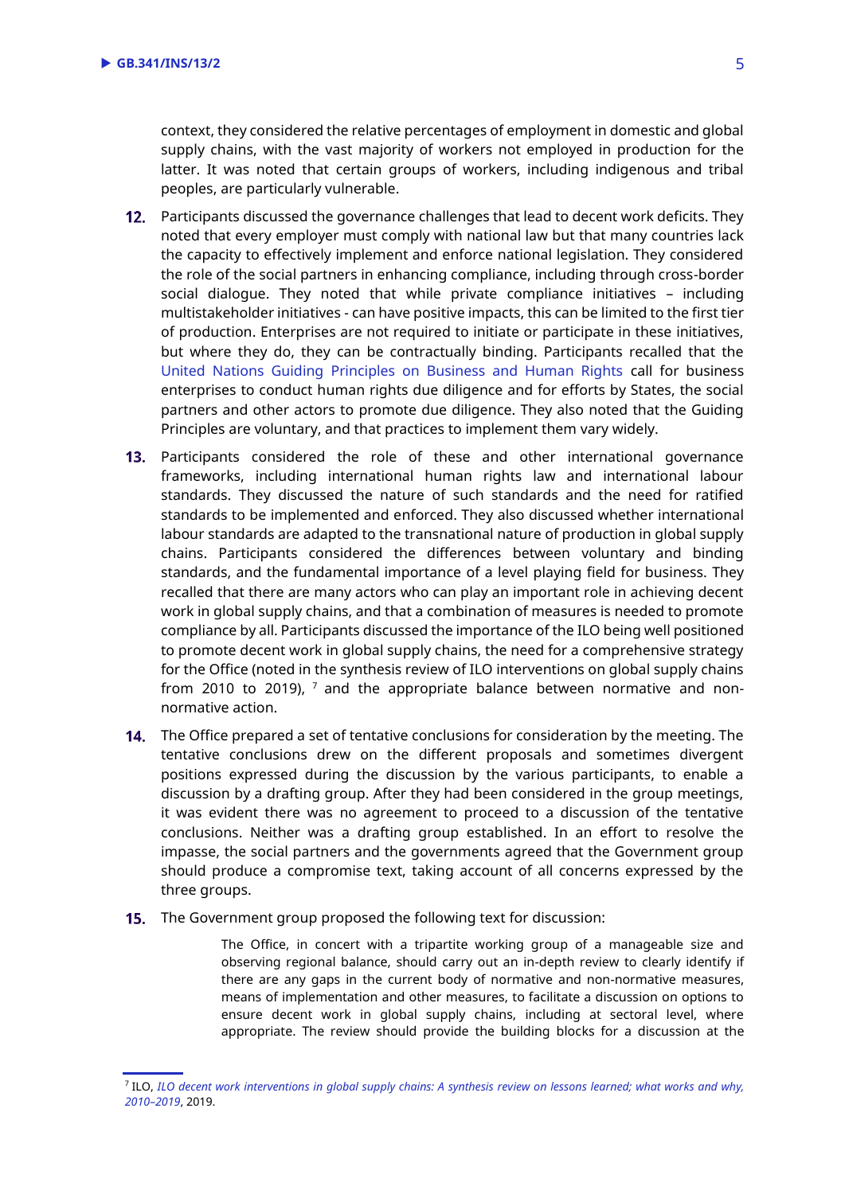context, they considered the relative percentages of employment in domestic and global supply chains, with the vast majority of workers not employed in production for the latter. It was noted that certain groups of workers, including indigenous and tribal peoples, are particularly vulnerable.

12. Participants discussed the governance challenges that lead to decent work deficits. They noted that every employer must comply with national law but that many countries lack the capacity to effectively implement and enforce national legislation. They considered the role of the social partners in enhancing compliance, including through cross-border social dialogue. They noted that while private compliance initiatives – including multistakeholder initiatives - can have positive impacts, this can be limited to the first tier of production. Enterprises are not required to initiate or participate in these initiatives, but where they do, they can be contractually binding. Participants recalled that the United Nations Guiding Principles on Business and Human Rights call for business enterprises to conduct human rights due diligence and for efforts by States, the social partners and other actors to promote due diligence. They also noted that the Guiding Principles are voluntary, and that practices to implement them vary widely.

13. Participants considered the role of these and other international governance frameworks, including international human rights law and international labour standards. They discussed the nature of such standards and the need for ratified standards to be implemented and enforced. They also discussed whether international labour standards are adapted to the transnational nature of production in global supply chains. Participants considered the differences between voluntary and binding standards, and the fundamental importance of a level playing field for business. They recalled that there are many actors who can play an important role in achieving decent work in global supply chains, and that a combination of measures is needed to promote compliance by all. Participants discussed the importance of the ILO being well positioned to promote decent work in global supply chains, the need for a comprehensive strategy for the Office (noted in the synthesis review of ILO interventions on global supply chains from 2010 to 2019), [7] and the appropriate balance between normative and non-normative action.

14. The Office prepared a set of tentative conclusions for consideration by the meeting. The tentative conclusions drew on the different proposals and sometimes divergent positions expressed during the discussion by the various participants, to enable a discussion by a drafting group. After they had been considered in the group meetings, it was evident there was no agreement to proceed to a discussion of the tentative conclusions. Neither was a drafting group established. In an effort to resolve the impasse, the social partners and the governments agreed that the Government group should produce a compromise text, taking account of all concerns expressed by the three groups.

15. The Government group proposed the following text for discussion:

> The Office, in concert with a tripartite working group of a manageable size and observing regional balance, should carry out an in-depth review to clearly identify if there are any gaps in the current body of normative and non-normative measures, means of implementation and other measures, to facilitate a discussion on options to ensure decent work in global supply chains, including at sectoral level, where appropriate. The review should provide the building blocks for a discussion at the

[7] ILO, *ILO decent work interventions in global supply chains: A synthesis review on lessons learned; what works and why, 2010–2019*, 2019.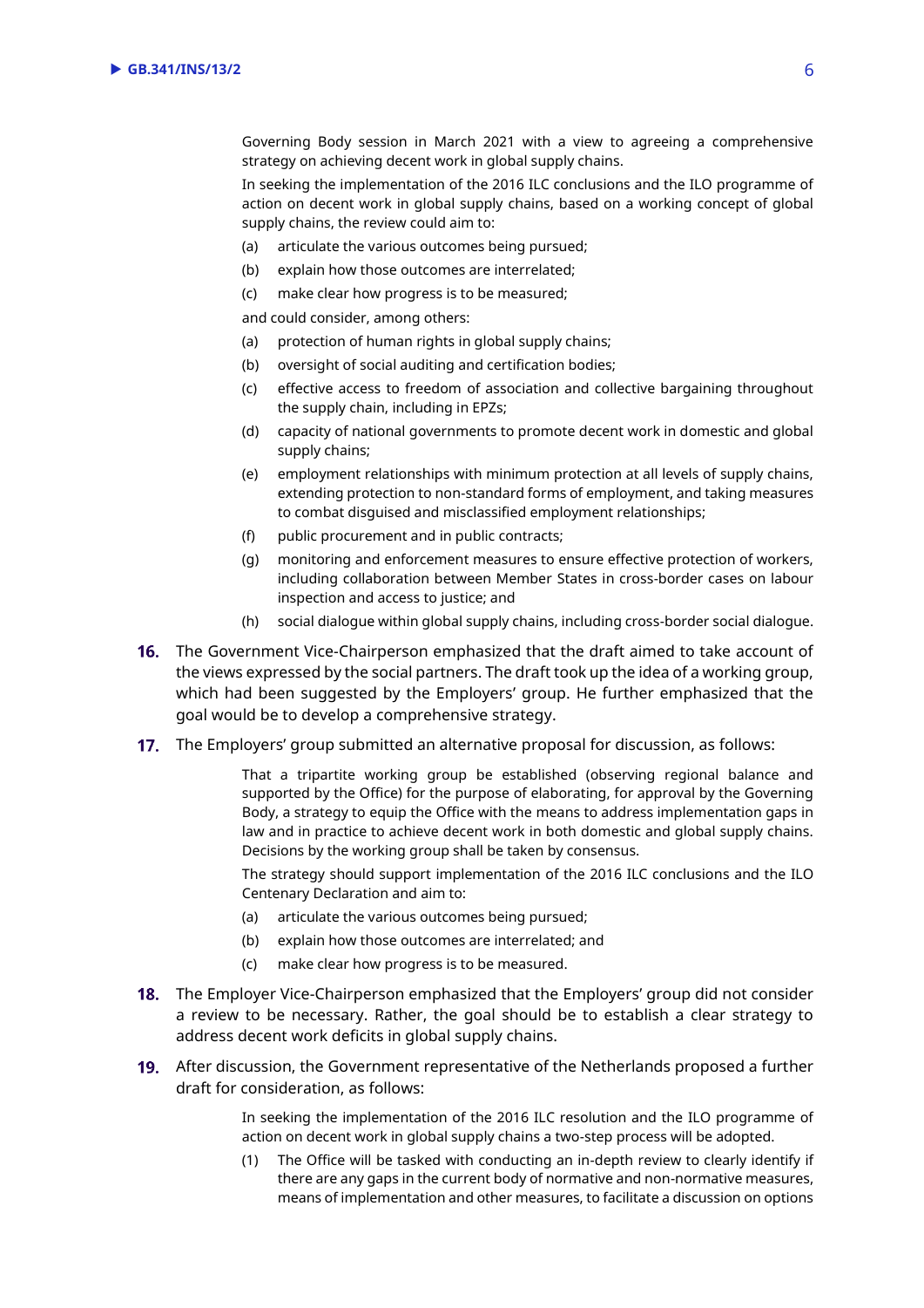Governing Body session in March 2021 with a view to agreeing a comprehensive strategy on achieving decent work in global supply chains.

In seeking the implementation of the 2016 ILC conclusions and the ILO programme of action on decent work in global supply chains, based on a working concept of global supply chains, the review could aim to:

(a) articulate the various outcomes being pursued;

(b) explain how those outcomes are interrelated;

(c) make clear how progress is to be measured;

and could consider, among others:

(a) protection of human rights in global supply chains;

(b) oversight of social auditing and certification bodies;

(c) effective access to freedom of association and collective bargaining throughout the supply chain, including in EPZs;

(d) capacity of national governments to promote decent work in domestic and global supply chains;

(e) employment relationships with minimum protection at all levels of supply chains, extending protection to non-standard forms of employment, and taking measures to combat disguised and misclassified employment relationships;

(f) public procurement and in public contracts;

(g) monitoring and enforcement measures to ensure effective protection of workers, including collaboration between Member States in cross-border cases on labour inspection and access to justice; and

(h) social dialogue within global supply chains, including cross-border social dialogue.

**16.** The Government Vice-Chairperson emphasized that the draft aimed to take account of the views expressed by the social partners. The draft took up the idea of a working group, which had been suggested by the Employers' group. He further emphasized that the goal would be to develop a comprehensive strategy.

**17.** The Employers' group submitted an alternative proposal for discussion, as follows:

> That a tripartite working group be established (observing regional balance and supported by the Office) for the purpose of elaborating, for approval by the Governing Body, a strategy to equip the Office with the means to address implementation gaps in law and in practice to achieve decent work in both domestic and global supply chains. Decisions by the working group shall be taken by consensus.
>
> The strategy should support implementation of the 2016 ILC conclusions and the ILO Centenary Declaration and aim to:
>
> (a) articulate the various outcomes being pursued;
>
> (b) explain how those outcomes are interrelated; and
>
> (c) make clear how progress is to be measured.

**18.** The Employer Vice-Chairperson emphasized that the Employers' group did not consider a review to be necessary. Rather, the goal should be to establish a clear strategy to address decent work deficits in global supply chains.

**19.** After discussion, the Government representative of the Netherlands proposed a further draft for consideration, as follows:

> In seeking the implementation of the 2016 ILC resolution and the ILO programme of action on decent work in global supply chains a two-step process will be adopted.
>
> (1) The Office will be tasked with conducting an in-depth review to clearly identify if there are any gaps in the current body of normative and non-normative measures, means of implementation and other measures, to facilitate a discussion on options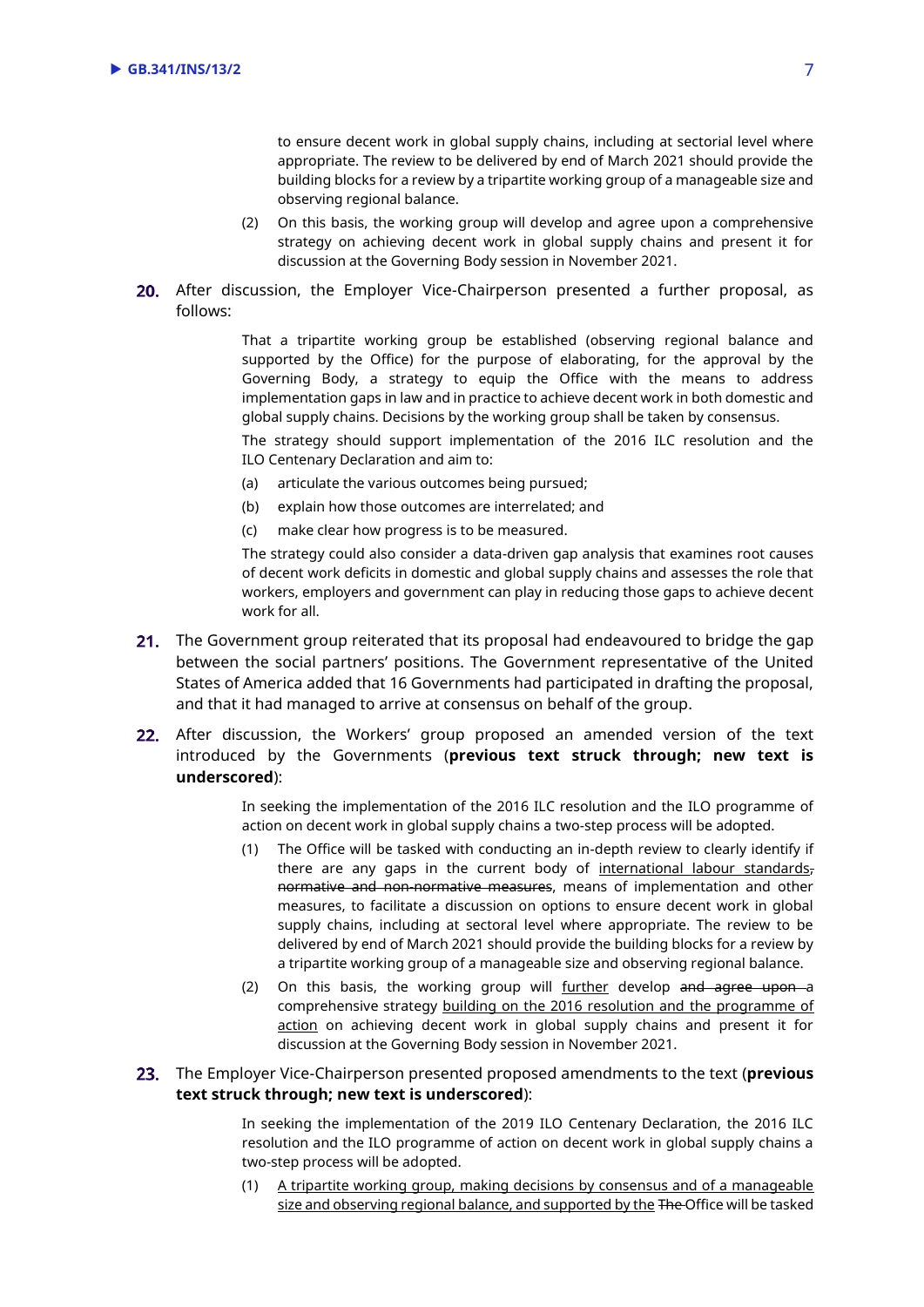to ensure decent work in global supply chains, including at sectorial level where appropriate. The review to be delivered by end of March 2021 should provide the building blocks for a review by a tripartite working group of a manageable size and observing regional balance.

(2) On this basis, the working group will develop and agree upon a comprehensive strategy on achieving decent work in global supply chains and present it for discussion at the Governing Body session in November 2021.

**20.** After discussion, the Employer Vice-Chairperson presented a further proposal, as follows:

> That a tripartite working group be established (observing regional balance and supported by the Office) for the purpose of elaborating, for the approval by the Governing Body, a strategy to equip the Office with the means to address implementation gaps in law and in practice to achieve decent work in both domestic and global supply chains. Decisions by the working group shall be taken by consensus.
>
> The strategy should support implementation of the 2016 ILC resolution and the ILO Centenary Declaration and aim to:
>
> (a) articulate the various outcomes being pursued;
>
> (b) explain how those outcomes are interrelated; and
>
> (c) make clear how progress is to be measured.
>
> The strategy could also consider a data-driven gap analysis that examines root causes of decent work deficits in domestic and global supply chains and assesses the role that workers, employers and government can play in reducing those gaps to achieve decent work for all.

**21.** The Government group reiterated that its proposal had endeavoured to bridge the gap between the social partners' positions. The Government representative of the United States of America added that 16 Governments had participated in drafting the proposal, and that it had managed to arrive at consensus on behalf of the group.

**22.** After discussion, the Workers' group proposed an amended version of the text introduced by the Governments (**previous text struck through; new text is underscored**):

> In seeking the implementation of the 2016 ILC resolution and the ILO programme of action on decent work in global supply chains a two-step process will be adopted.
>
> (1) The Office will be tasked with conducting an in-depth review to clearly identify if there are any gaps in the current body of <u>international labour standards</u>~~,~~ ~~normative and non-normative measures~~, means of implementation and other measures, to facilitate a discussion on options to ensure decent work in global supply chains, including at sectoral level where appropriate. The review to be delivered by end of March 2021 should provide the building blocks for a review by a tripartite working group of a manageable size and observing regional balance.
>
> (2) On this basis, the working group will <u>further</u> develop ~~and agree upon a~~ comprehensive strategy <u>building on the 2016 resolution and the programme of action</u> on achieving decent work in global supply chains and present it for discussion at the Governing Body session in November 2021.

**23.** The Employer Vice-Chairperson presented proposed amendments to the text (**previous text struck through; new text is underscored**):

> In seeking the implementation of the 2019 ILO Centenary Declaration, the 2016 ILC resolution and the ILO programme of action on decent work in global supply chains a two-step process will be adopted.
>
> (1) <u>A tripartite working group, making decisions by consensus and of a manageable size and observing regional balance, and supported by the</u> ~~The~~ Office will be tasked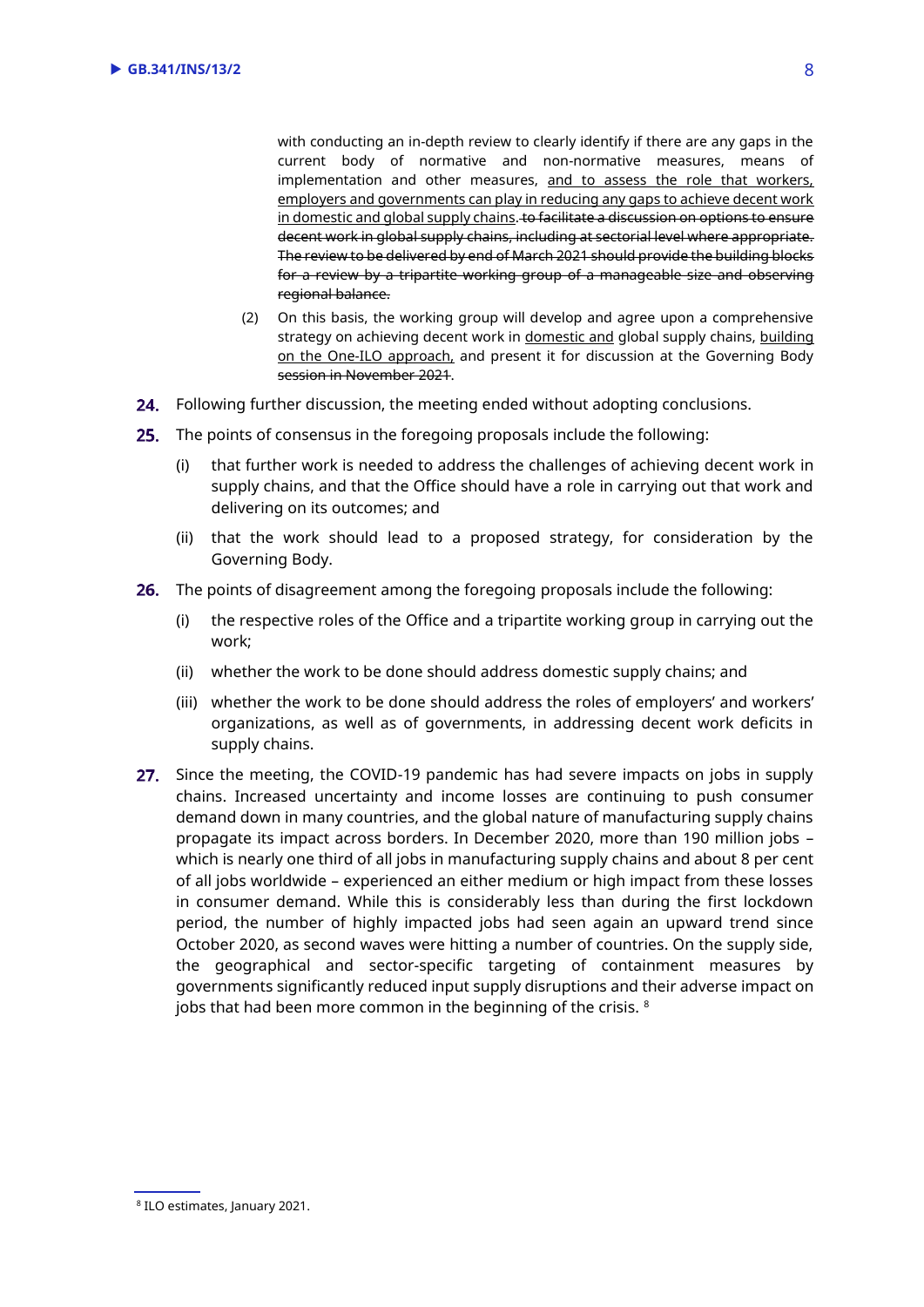with conducting an in-depth review to clearly identify if there are any gaps in the current body of normative and non-normative measures, means of implementation and other measures, <u>and to assess the role that workers, employers and governments can play in reducing any gaps to achieve decent work in domestic and global supply chains</u>. ~~to facilitate a discussion on options to ensure decent work in global supply chains, including at sectorial level where appropriate. The review to be delivered by end of March 2021 should provide the building blocks for a review by a tripartite working group of a manageable size and observing regional balance.~~

(2) On this basis, the working group will develop and agree upon a comprehensive strategy on achieving decent work in <u>domestic and</u> global supply chains, <u>building on the One-ILO approach,</u> and present it for discussion at the Governing Body ~~session in November 2021~~.

**24.** Following further discussion, the meeting ended without adopting conclusions.

**25.** The points of consensus in the foregoing proposals include the following:

(i) that further work is needed to address the challenges of achieving decent work in supply chains, and that the Office should have a role in carrying out that work and delivering on its outcomes; and

(ii) that the work should lead to a proposed strategy, for consideration by the Governing Body.

**26.** The points of disagreement among the foregoing proposals include the following:

(i) the respective roles of the Office and a tripartite working group in carrying out the work;

(ii) whether the work to be done should address domestic supply chains; and

(iii) whether the work to be done should address the roles of employers' and workers' organizations, as well as of governments, in addressing decent work deficits in supply chains.

**27.** Since the meeting, the COVID-19 pandemic has had severe impacts on jobs in supply chains. Increased uncertainty and income losses are continuing to push consumer demand down in many countries, and the global nature of manufacturing supply chains propagate its impact across borders. In December 2020, more than 190 million jobs – which is nearly one third of all jobs in manufacturing supply chains and about 8 per cent of all jobs worldwide – experienced an either medium or high impact from these losses in consumer demand. While this is considerably less than during the first lockdown period, the number of highly impacted jobs had seen again an upward trend since October 2020, as second waves were hitting a number of countries. On the supply side, the geographical and sector-specific targeting of containment measures by governments significantly reduced input supply disruptions and their adverse impact on jobs that had been more common in the beginning of the crisis. [8]

[8] ILO estimates, January 2021.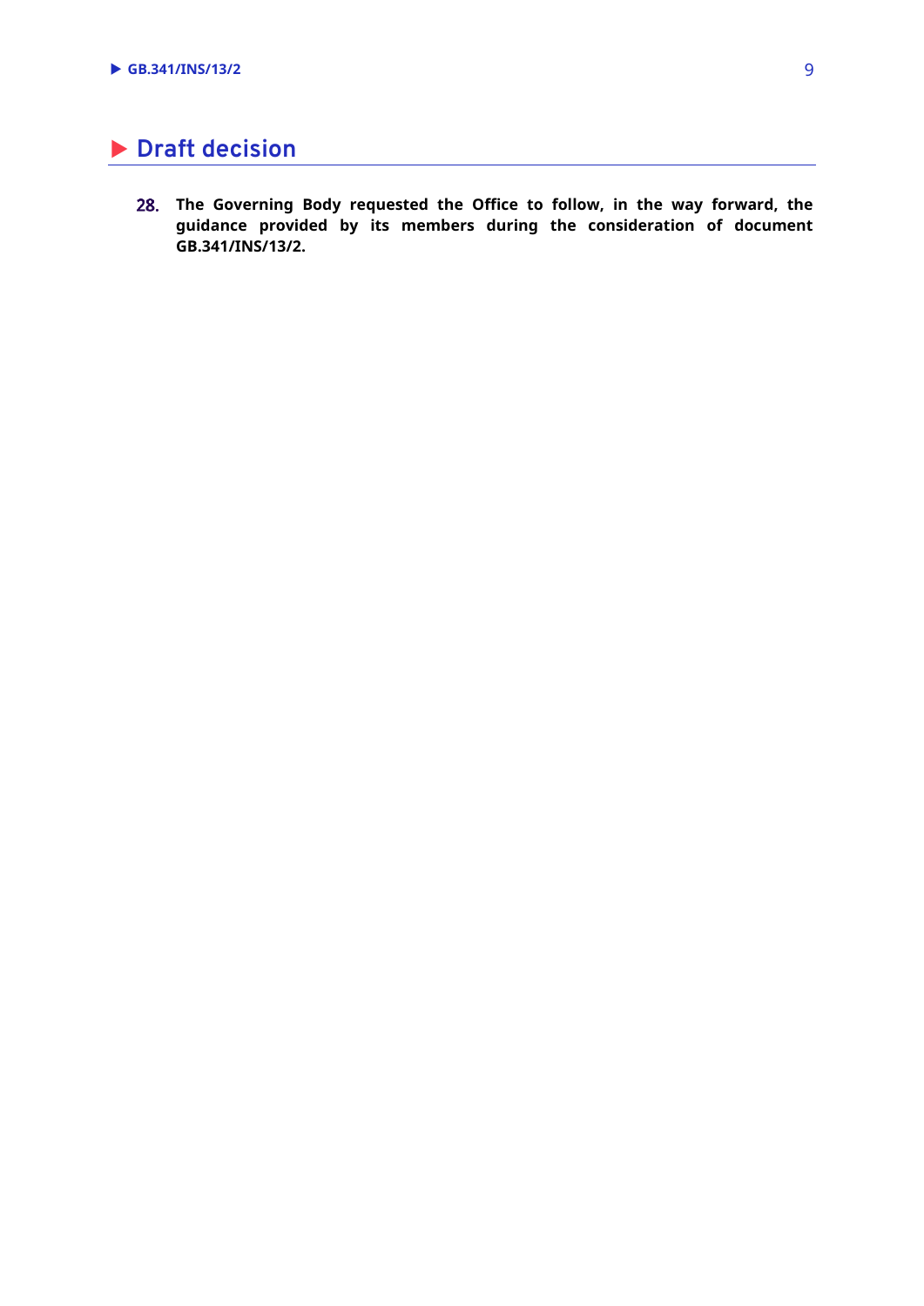## Draft decision

**28. The Governing Body requested the Office to follow, in the way forward, the guidance provided by its members during the consideration of document GB.341/INS/13/2.**